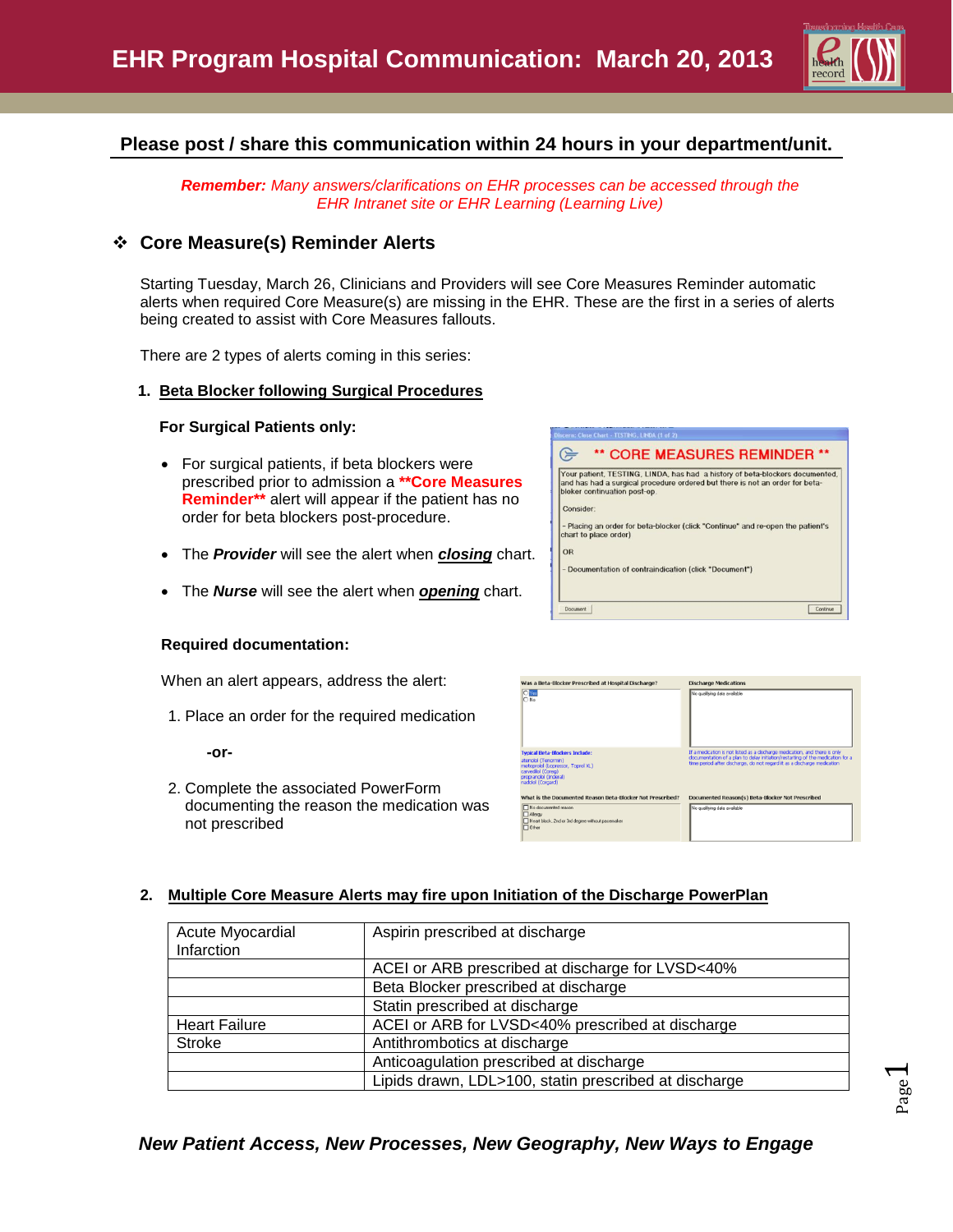# EHR Program Hospital Communication: March 20, 2013

**Please post / share this communication within 24 hours in your department/unit.**

***Remember:*** *Many answers/clarifications on EHR processes can be accessed through the EHR Intranet site or EHR Learning (Learning Live)*

## ❖ Core Measure(s) Reminder Alerts

Starting Tuesday, March 26, Clinicians and Providers will see Core Measures Reminder automatic alerts when required Core Measure(s) are missing in the EHR. These are the first in a series of alerts being created to assist with Core Measures fallouts.

There are 2 types of alerts coming in this series:

### 1. Beta Blocker following Surgical Procedures

**For Surgical Patients only:**

- For surgical patients, if beta blockers were prescribed prior to admission a **\*\*Core Measures Reminder\*\*** alert will appear if the patient has no order for beta blockers post-procedure.
- The ***Provider*** will see the alert when ***closing*** chart.
- The ***Nurse*** will see the alert when ***opening*** chart.

**Required documentation:**

When an alert appears, address the alert:

1. Place an order for the required medication

   **-or-**

2. Complete the associated PowerForm documenting the reason the medication was not prescribed

### 2. Multiple Core Measure Alerts may fire upon Initiation of the Discharge PowerPlan

| | |
|---|---|
| Acute Myocardial Infarction | Aspirin prescribed at discharge |
| | ACEI or ARB prescribed at discharge for LVSD<40% |
| | Beta Blocker prescribed at discharge |
| | Statin prescribed at discharge |
| Heart Failure | ACEI or ARB for LVSD<40% prescribed at discharge |
| Stroke | Antithrombotics at discharge |
| | Anticoagulation prescribed at discharge |
| | Lipids drawn, LDL>100, statin prescribed at discharge |

***New Patient Access, New Processes, New Geography, New Ways to Engage***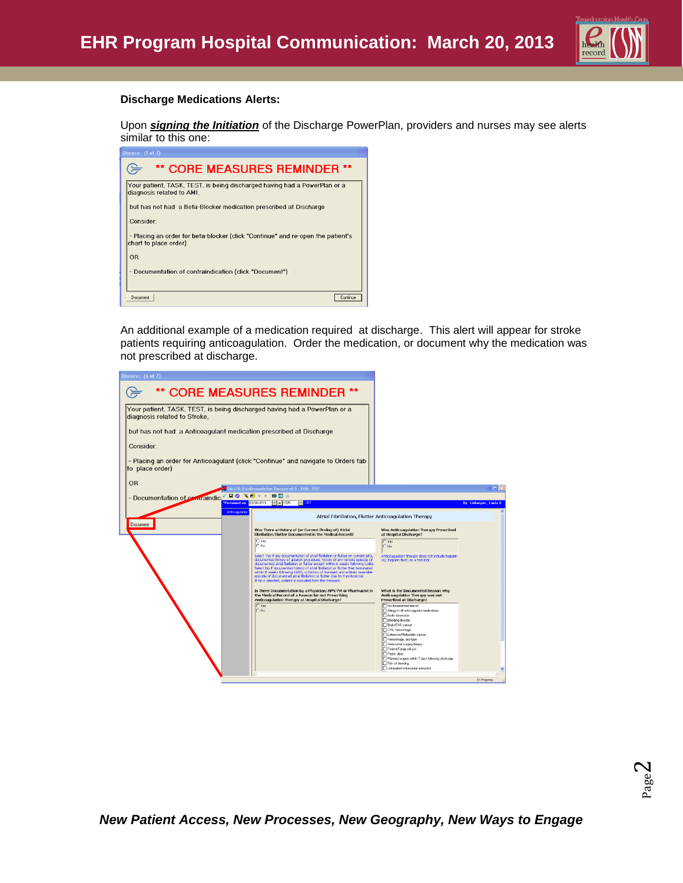**Discharge Medications Alerts:**

Upon ***signing the Initiation*** of the Discharge PowerPlan, providers and nurses may see alerts similar to this one:

Discern: (1 of 7)

** CORE MEASURES REMINDER **

Your patient, TASK, TEST, is being discharged having had a PowerPlan or a diagnosis related to AMI.

but has not had a Beta-Blocker medication prescribed at Discharge

Consider:

- Placing an order for beta-blocker (click "Continue" and re-open the patient's chart to place order)

OR

- Documentation of contraindication (click "Document")

Document Continue

An additional example of a medication required at discharge. This alert will appear for stroke patients requiring anticoagulation. Order the medication, or document why the medication was not prescribed at discharge.

Discern: (6 of 7)

** CORE MEASURES REMINDER **

Your patient, TASK, TEST, is being discharged having had a PowerPlan or a diagnosis related to Stroke.

but has not had a Anticoagulant medication prescribed at Discharge

Consider:

- Placing an order for Anticoagulant (click "Continue" and navigate to Orders tab to place order)

OR

- Documentation of contraindic...

Document

Atrial Fibrillation, Flutter Anticoagulation Therapy

Was There a History of (or Current Finding of) Atrial Fibrillation/Flutter Documented in the Medical Record?

Was Anticoagulation Therapy Prescribed at Hospital Discharge?

Is There Documentation by a Physician/APN/PA or Pharmacist in the Medical Record of a Reason for not Prescribing Anticoagulation Therapy at Hospital Discharge?

What is the Documented Reason why Anticoagulation Therapy was not Prescribed at Discharge?

***New Patient Access, New Processes, New Geography, New Ways to Engage***